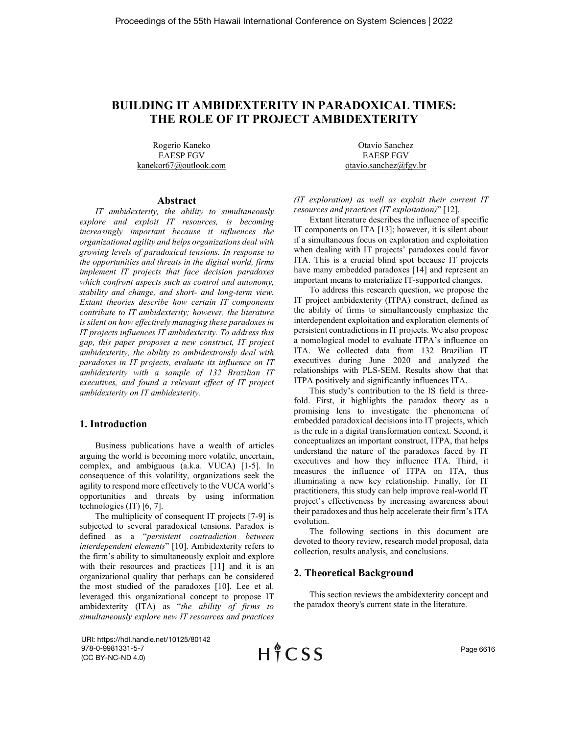# BUILDING IT AMBIDEXTERITY IN PARADOXICAL TIMES: THE ROLE OF IT PROJECT AMBIDEXTERITY

Rogerio Kaneko
EAESP FGV
kanekor67@outlook.com

Otavio Sanchez
EAESP FGV
otavio.sanchez@fgv.br

## Abstract

*IT ambidexterity, the ability to simultaneously explore and exploit IT resources, is becoming increasingly important because it influences the organizational agility and helps organizations deal with growing levels of paradoxical tensions. In response to the opportunities and threats in the digital world, firms implement IT projects that face decision paradoxes which confront aspects such as control and autonomy, stability and change, and short- and long-term view. Extant theories describe how certain IT components contribute to IT ambidexterity; however, the literature is silent on how effectively managing these paradoxes in IT projects influences IT ambidexterity. To address this gap, this paper proposes a new construct, IT project ambidexterity, the ability to ambidextrously deal with paradoxes in IT projects, evaluate its influence on IT ambidexterity with a sample of 132 Brazilian IT executives, and found a relevant effect of IT project ambidexterity on IT ambidexterity.*

## 1. Introduction

Business publications have a wealth of articles arguing the world is becoming more volatile, uncertain, complex, and ambiguous (a.k.a. VUCA) [1-5]. In consequence of this volatility, organizations seek the agility to respond more effectively to the VUCA world's opportunities and threats by using information technologies (IT) [6, 7].

The multiplicity of consequent IT projects [7-9] is subjected to several paradoxical tensions. Paradox is defined as a "*persistent contradiction between interdependent elements*" [10]. Ambidexterity refers to the firm's ability to simultaneously exploit and explore with their resources and practices [11] and it is an organizational quality that perhaps can be considered the most studied of the paradoxes [10]. Lee et al. leveraged this organizational concept to propose IT ambidexterity (ITA) as "*the ability of firms to simultaneously explore new IT resources and practices (IT exploration) as well as exploit their current IT resources and practices (IT exploitation)*" [12].

Extant literature describes the influence of specific IT components on ITA [13]; however, it is silent about if a simultaneous focus on exploration and exploitation when dealing with IT projects' paradoxes could favor ITA. This is a crucial blind spot because IT projects have many embedded paradoxes [14] and represent an important means to materialize IT-supported changes.

To address this research question, we propose the IT project ambidexterity (ITPA) construct, defined as the ability of firms to simultaneously emphasize the interdependent exploitation and exploration elements of persistent contradictions in IT projects. We also propose a nomological model to evaluate ITPA's influence on ITA. We collected data from 132 Brazilian IT executives during June 2020 and analyzed the relationships with PLS-SEM. Results show that that ITPA positively and significantly influences ITA.

This study's contribution to the IS field is three-fold. First, it highlights the paradox theory as a promising lens to investigate the phenomena of embedded paradoxical decisions into IT projects, which is the rule in a digital transformation context. Second, it conceptualizes an important construct, ITPA, that helps understand the nature of the paradoxes faced by IT executives and how they influence ITA. Third, it measures the influence of ITPA on ITA, thus illuminating a new key relationship. Finally, for IT practitioners, this study can help improve real-world IT project's effectiveness by increasing awareness about their paradoxes and thus help accelerate their firm's ITA evolution.

The following sections in this document are devoted to theory review, research model proposal, data collection, results analysis, and conclusions.

## 2. Theoretical Background

This section reviews the ambidexterity concept and the paradox theory's current state in the literature.

URI: https://hdl.handle.net/10125/80142
978-0-9981331-5-7
(CC BY-NC-ND 4.0)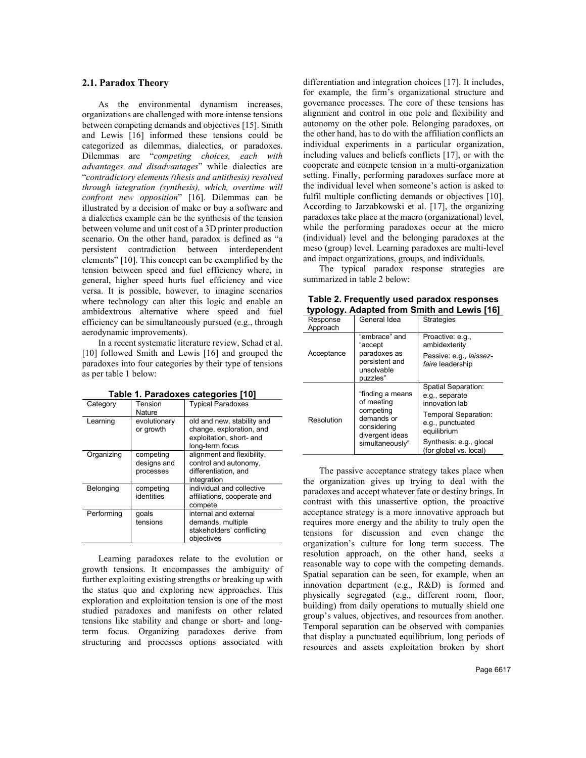### 2.1. Paradox Theory

As the environmental dynamism increases, organizations are challenged with more intense tensions between competing demands and objectives [15]. Smith and Lewis [16] informed these tensions could be categorized as dilemmas, dialectics, or paradoxes. Dilemmas are "*competing choices, each with advantages and disadvantages*" while dialectics are "*contradictory elements (thesis and antithesis) resolved through integration (synthesis), which, overtime will confront new opposition*" [16]. Dilemmas can be illustrated by a decision of make or buy a software and a dialectics example can be the synthesis of the tension between volume and unit cost of a 3D printer production scenario. On the other hand, paradox is defined as "a persistent contradiction between interdependent elements" [10]. This concept can be exemplified by the tension between speed and fuel efficiency where, in general, higher speed hurts fuel efficiency and vice versa. It is possible, however, to imagine scenarios where technology can alter this logic and enable an ambidextrous alternative where speed and fuel efficiency can be simultaneously pursued (e.g., through aerodynamic improvements).

In a recent systematic literature review, Schad et al. [10] followed Smith and Lewis [16] and grouped the paradoxes into four categories by their type of tensions as per table 1 below:

**Table 1. Paradoxes categories [10]**

| Category | Tension Nature | Typical Paradoxes |
|---|---|---|
| Learning | evolutionary or growth | old and new, stability and change, exploration, and exploitation, short- and long-term focus |
| Organizing | competing designs and processes | alignment and flexibility, control and autonomy, differentiation, and integration |
| Belonging | competing identities | individual and collective affiliations, cooperate and compete |
| Performing | goals tensions | internal and external demands, multiple stakeholders' conflicting objectives |

Learning paradoxes relate to the evolution or growth tensions. It encompasses the ambiguity of further exploiting existing strengths or breaking up with the status quo and exploring new approaches. This exploration and exploitation tension is one of the most studied paradoxes and manifests on other related tensions like stability and change or short- and long-term focus. Organizing paradoxes derive from structuring and processes options associated with differentiation and integration choices [17]. It includes, for example, the firm's organizational structure and governance processes. The core of these tensions has alignment and control in one pole and flexibility and autonomy on the other pole. Belonging paradoxes, on the other hand, has to do with the affiliation conflicts an individual experiments in a particular organization, including values and beliefs conflicts [17], or with the cooperate and compete tension in a multi-organization setting. Finally, performing paradoxes surface more at the individual level when someone's action is asked to fulfil multiple conflicting demands or objectives [10]. According to Jarzabkowski et al. [17], the organizing paradoxes take place at the macro (organizational) level, while the performing paradoxes occur at the micro (individual) level and the belonging paradoxes at the meso (group) level. Learning paradoxes are multi-level and impact organizations, groups, and individuals.

The typical paradox response strategies are summarized in table 2 below:

**Table 2. Frequently used paradox responses typology. Adapted from Smith and Lewis [16]**

| Response Approach | General Idea | Strategies |
|---|---|---|
| Acceptance | "embrace" and "accept paradoxes as persistent and unsolvable puzzles" | Proactive: e.g., ambidexterity<br>Passive: e.g., *laissez-faire* leadership |
| Resolution | "finding a means of meeting competing demands or considering divergent ideas simultaneously" | Spatial Separation: e.g., separate innovation lab<br>Temporal Separation: e.g., punctuated equilibrium<br>Synthesis: e.g., glocal (for global vs. local) |

The passive acceptance strategy takes place when the organization gives up trying to deal with the paradoxes and accept whatever fate or destiny brings. In contrast with this unassertive option, the proactive acceptance strategy is a more innovative approach but requires more energy and the ability to truly open the tensions for discussion and even change the organization's culture for long term success. The resolution approach, on the other hand, seeks a reasonable way to cope with the competing demands. Spatial separation can be seen, for example, when an innovation department (e.g., R&D) is formed and physically segregated (e.g., different room, floor, building) from daily operations to mutually shield one group's values, objectives, and resources from another. Temporal separation can be observed with companies that display a punctuated equilibrium, long periods of resources and assets exploitation broken by short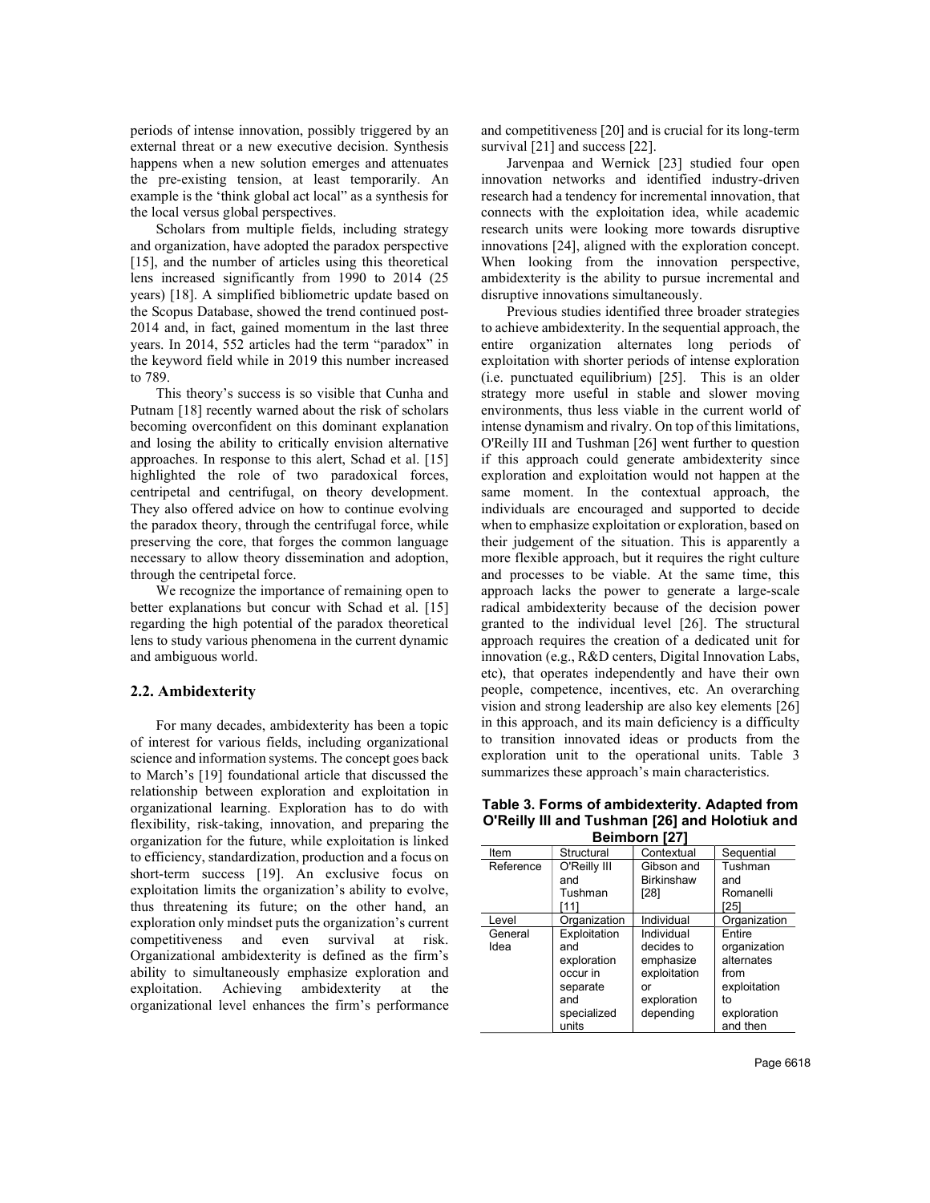periods of intense innovation, possibly triggered by an external threat or a new executive decision. Synthesis happens when a new solution emerges and attenuates the pre-existing tension, at least temporarily. An example is the 'think global act local" as a synthesis for the local versus global perspectives.

Scholars from multiple fields, including strategy and organization, have adopted the paradox perspective [15], and the number of articles using this theoretical lens increased significantly from 1990 to 2014 (25 years) [18]. A simplified bibliometric update based on the Scopus Database, showed the trend continued post-2014 and, in fact, gained momentum in the last three years. In 2014, 552 articles had the term "paradox" in the keyword field while in 2019 this number increased to 789.

This theory's success is so visible that Cunha and Putnam [18] recently warned about the risk of scholars becoming overconfident on this dominant explanation and losing the ability to critically envision alternative approaches. In response to this alert, Schad et al. [15] highlighted the role of two paradoxical forces, centripetal and centrifugal, on theory development. They also offered advice on how to continue evolving the paradox theory, through the centrifugal force, while preserving the core, that forges the common language necessary to allow theory dissemination and adoption, through the centripetal force.

We recognize the importance of remaining open to better explanations but concur with Schad et al. [15] regarding the high potential of the paradox theoretical lens to study various phenomena in the current dynamic and ambiguous world.

## 2.2. Ambidexterity

For many decades, ambidexterity has been a topic of interest for various fields, including organizational science and information systems. The concept goes back to March's [19] foundational article that discussed the relationship between exploration and exploitation in organizational learning. Exploration has to do with flexibility, risk-taking, innovation, and preparing the organization for the future, while exploitation is linked to efficiency, standardization, production and a focus on short-term success [19]. An exclusive focus on exploitation limits the organization's ability to evolve, thus threatening its future; on the other hand, an exploration only mindset puts the organization's current competitiveness and even survival at risk. Organizational ambidexterity is defined as the firm's ability to simultaneously emphasize exploration and exploitation. Achieving ambidexterity at the organizational level enhances the firm's performance and competitiveness [20] and is crucial for its long-term survival [21] and success [22].

Jarvenpaa and Wernick [23] studied four open innovation networks and identified industry-driven research had a tendency for incremental innovation, that connects with the exploitation idea, while academic research units were looking more towards disruptive innovations [24], aligned with the exploration concept. When looking from the innovation perspective, ambidexterity is the ability to pursue incremental and disruptive innovations simultaneously.

Previous studies identified three broader strategies to achieve ambidexterity. In the sequential approach, the entire organization alternates long periods of exploitation with shorter periods of intense exploration (i.e. punctuated equilibrium) [25]. This is an older strategy more useful in stable and slower moving environments, thus less viable in the current world of intense dynamism and rivalry. On top of this limitations, O'Reilly III and Tushman [26] went further to question if this approach could generate ambidexterity since exploration and exploitation would not happen at the same moment. In the contextual approach, the individuals are encouraged and supported to decide when to emphasize exploitation or exploration, based on their judgement of the situation. This is apparently a more flexible approach, but it requires the right culture and processes to be viable. At the same time, this approach lacks the power to generate a large-scale radical ambidexterity because of the decision power granted to the individual level [26]. The structural approach requires the creation of a dedicated unit for innovation (e.g., R&D centers, Digital Innovation Labs, etc), that operates independently and have their own people, competence, incentives, etc. An overarching vision and strong leadership are also key elements [26] in this approach, and its main deficiency is a difficulty to transition innovated ideas or products from the exploration unit to the operational units. Table 3 summarizes these approach's main characteristics.

**Table 3. Forms of ambidexterity. Adapted from O'Reilly III and Tushman [26] and Holotiuk and Beimborn [27]**

| Item | Structural | Contextual | Sequential |
| --- | --- | --- | --- |
| Reference | O'Reilly III and Tushman [11] | Gibson and Birkinshaw [28] | Tushman and Romanelli [25] |
| Level | Organization | Individual | Organization |
| General Idea | Exploitation and exploration occur in separate and specialized units | Individual decides to emphasize exploitation or exploration depending | Entire organization alternates from exploitation to exploration and then |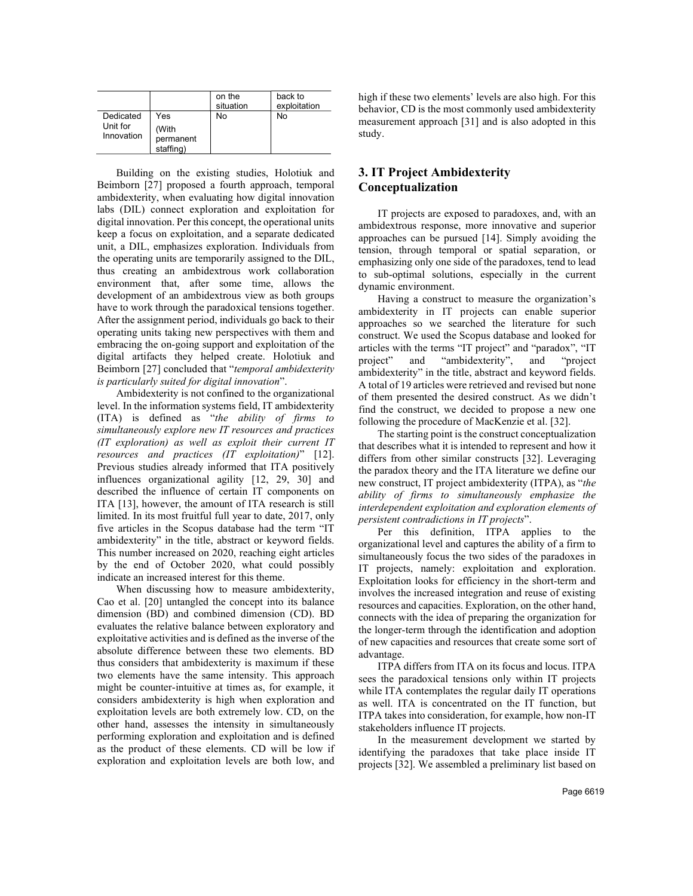| | | on the situation | back to exploitation |
|---|---|---|---|
| Dedicated Unit for Innovation | Yes (With permanent staffing) | No | No |

Building on the existing studies, Holotiuk and Beimborn [27] proposed a fourth approach, temporal ambidexterity, when evaluating how digital innovation labs (DIL) connect exploration and exploitation for digital innovation. Per this concept, the operational units keep a focus on exploitation, and a separate dedicated unit, a DIL, emphasizes exploration. Individuals from the operating units are temporarily assigned to the DIL, thus creating an ambidextrous work collaboration environment that, after some time, allows the development of an ambidextrous view as both groups have to work through the paradoxical tensions together. After the assignment period, individuals go back to their operating units taking new perspectives with them and embracing the on-going support and exploitation of the digital artifacts they helped create. Holotiuk and Beimborn [27] concluded that "*temporal ambidexterity is particularly suited for digital innovation*".

Ambidexterity is not confined to the organizational level. In the information systems field, IT ambidexterity (ITA) is defined as "*the ability of firms to simultaneously explore new IT resources and practices (IT exploration) as well as exploit their current IT resources and practices (IT exploitation)*" [12]. Previous studies already informed that ITA positively influences organizational agility [12, 29, 30] and described the influence of certain IT components on ITA [13], however, the amount of ITA research is still limited. In its most fruitful full year to date, 2017, only five articles in the Scopus database had the term "IT ambidexterity" in the title, abstract or keyword fields. This number increased on 2020, reaching eight articles by the end of October 2020, what could possibly indicate an increased interest for this theme.

When discussing how to measure ambidexterity, Cao et al. [20] untangled the concept into its balance dimension (BD) and combined dimension (CD). BD evaluates the relative balance between exploratory and exploitative activities and is defined as the inverse of the absolute difference between these two elements. BD thus considers that ambidexterity is maximum if these two elements have the same intensity. This approach might be counter-intuitive at times as, for example, it considers ambidexterity is high when exploration and exploitation levels are both extremely low. CD, on the other hand, assesses the intensity in simultaneously performing exploration and exploitation and is defined as the product of these elements. CD will be low if exploration and exploitation levels are both low, and high if these two elements' levels are also high. For this behavior, CD is the most commonly used ambidexterity measurement approach [31] and is also adopted in this study.

## 3. IT Project Ambidexterity Conceptualization

IT projects are exposed to paradoxes, and, with an ambidextrous response, more innovative and superior approaches can be pursued [14]. Simply avoiding the tension, through temporal or spatial separation, or emphasizing only one side of the paradoxes, tend to lead to sub-optimal solutions, especially in the current dynamic environment.

Having a construct to measure the organization's ambidexterity in IT projects can enable superior approaches so we searched the literature for such construct. We used the Scopus database and looked for articles with the terms "IT project" and "paradox", "IT project" and "ambidexterity", and "project ambidexterity" in the title, abstract and keyword fields. A total of 19 articles were retrieved and revised but none of them presented the desired construct. As we didn't find the construct, we decided to propose a new one following the procedure of MacKenzie et al. [32].

The starting point is the construct conceptualization that describes what it is intended to represent and how it differs from other similar constructs [32]. Leveraging the paradox theory and the ITA literature we define our new construct, IT project ambidexterity (ITPA), as "*the ability of firms to simultaneously emphasize the interdependent exploitation and exploration elements of persistent contradictions in IT projects*".

Per this definition, ITPA applies to the organizational level and captures the ability of a firm to simultaneously focus the two sides of the paradoxes in IT projects, namely: exploitation and exploration. Exploitation looks for efficiency in the short-term and involves the increased integration and reuse of existing resources and capacities. Exploration, on the other hand, connects with the idea of preparing the organization for the longer-term through the identification and adoption of new capacities and resources that create some sort of advantage.

ITPA differs from ITA on its focus and locus. ITPA sees the paradoxical tensions only within IT projects while ITA contemplates the regular daily IT operations as well. ITA is concentrated on the IT function, but ITPA takes into consideration, for example, how non-IT stakeholders influence IT projects.

In the measurement development we started by identifying the paradoxes that take place inside IT projects [32]. We assembled a preliminary list based on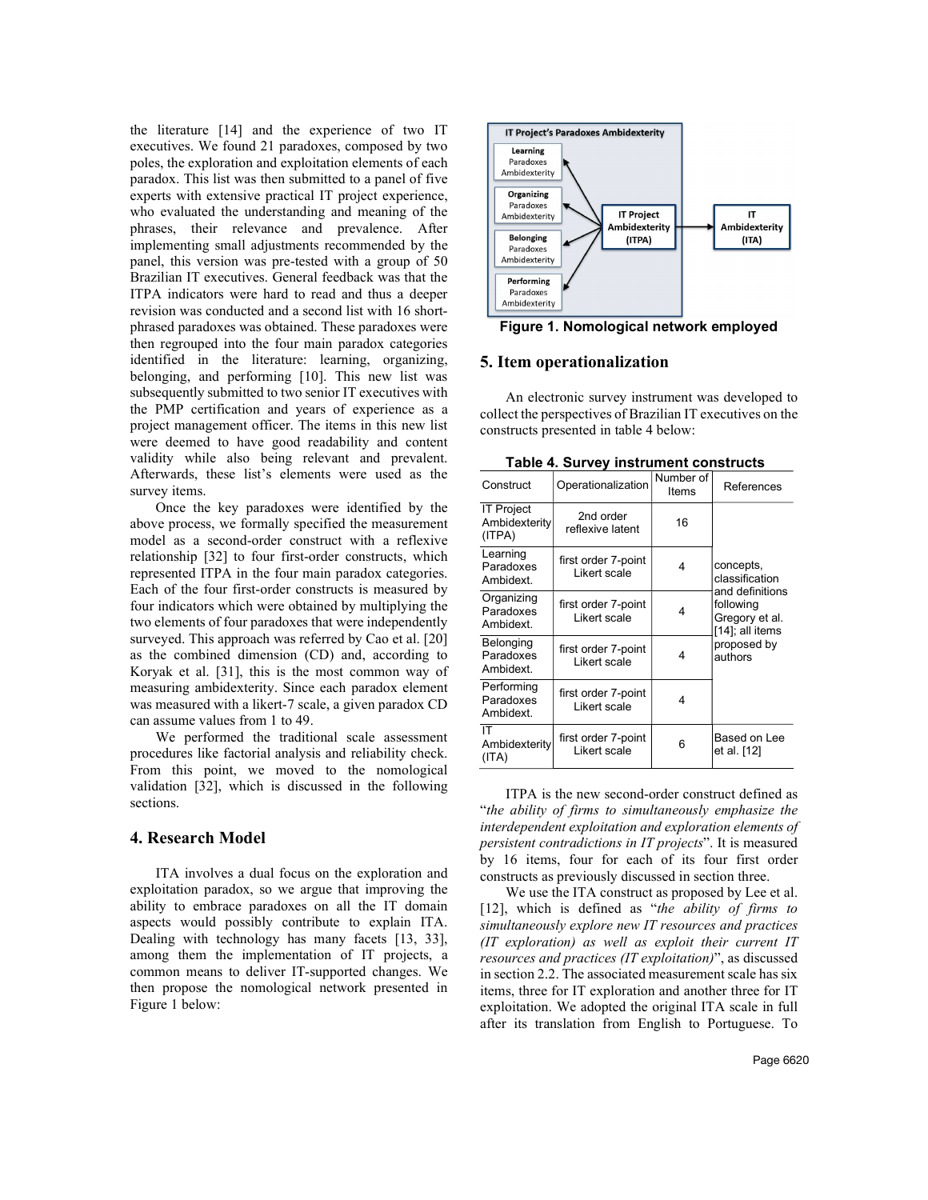the literature [14] and the experience of two IT executives. We found 21 paradoxes, composed by two poles, the exploration and exploitation elements of each paradox. This list was then submitted to a panel of five experts with extensive practical IT project experience, who evaluated the understanding and meaning of the phrases, their relevance and prevalence. After implementing small adjustments recommended by the panel, this version was pre-tested with a group of 50 Brazilian IT executives. General feedback was that the ITPA indicators were hard to read and thus a deeper revision was conducted and a second list with 16 short-phrased paradoxes was obtained. These paradoxes were then regrouped into the four main paradox categories identified in the literature: learning, organizing, belonging, and performing [10]. This new list was subsequently submitted to two senior IT executives with the PMP certification and years of experience as a project management officer. The items in this new list were deemed to have good readability and content validity while also being relevant and prevalent. Afterwards, these list's elements were used as the survey items.

Once the key paradoxes were identified by the above process, we formally specified the measurement model as a second-order construct with a reflexive relationship [32] to four first-order constructs, which represented ITPA in the four main paradox categories. Each of the four first-order constructs is measured by four indicators which were obtained by multiplying the two elements of four paradoxes that were independently surveyed. This approach was referred by Cao et al. [20] as the combined dimension (CD) and, according to Koryak et al. [31], this is the most common way of measuring ambidexterity. Since each paradox element was measured with a likert-7 scale, a given paradox CD can assume values from 1 to 49.

We performed the traditional scale assessment procedures like factorial analysis and reliability check. From this point, we moved to the nomological validation [32], which is discussed in the following sections.

## 4. Research Model

ITA involves a dual focus on the exploration and exploitation paradox, so we argue that improving the ability to embrace paradoxes on all the IT domain aspects would possibly contribute to explain ITA. Dealing with technology has many facets [13, 33], among them the implementation of IT projects, a common means to deliver IT-supported changes. We then propose the nomological network presented in Figure 1 below:

IT Project's Paradoxes Ambidexterity

Learning Paradoxes Ambidexterity

Organizing Paradoxes Ambidexterity

Belonging Paradoxes Ambidexterity

Performing Paradoxes Ambidexterity

IT Project Ambidexterity (ITPA)

IT Ambidexterity (ITA)

**Figure 1. Nomological network employed**

## 5. Item operationalization

An electronic survey instrument was developed to collect the perspectives of Brazilian IT executives on the constructs presented in table 4 below:

**Table 4. Survey instrument constructs**

| Construct | Operationalization | Number of Items | References |
|---|---|---|---|
| IT Project Ambidexterity (ITPA) | 2nd order reflexive latent | 16 | concepts, classification and definitions following Gregory et al. [14]; all items proposed by authors |
| Learning Paradoxes Ambidext. | first order 7-point Likert scale | 4 | |
| Organizing Paradoxes Ambidext. | first order 7-point Likert scale | 4 | |
| Belonging Paradoxes Ambidext. | first order 7-point Likert scale | 4 | |
| Performing Paradoxes Ambidext. | first order 7-point Likert scale | 4 | |
| IT Ambidexterity (ITA) | first order 7-point Likert scale | 6 | Based on Lee et al. [12] |

ITPA is the new second-order construct defined as "*the ability of firms to simultaneously emphasize the interdependent exploitation and exploration elements of persistent contradictions in IT projects*". It is measured by 16 items, four for each of its four first order constructs as previously discussed in section three.

We use the ITA construct as proposed by Lee et al. [12], which is defined as "*the ability of firms to simultaneously explore new IT resources and practices (IT exploration) as well as exploit their current IT resources and practices (IT exploitation)*", as discussed in section 2.2. The associated measurement scale has six items, three for IT exploration and another three for IT exploitation. We adopted the original ITA scale in full after its translation from English to Portuguese. To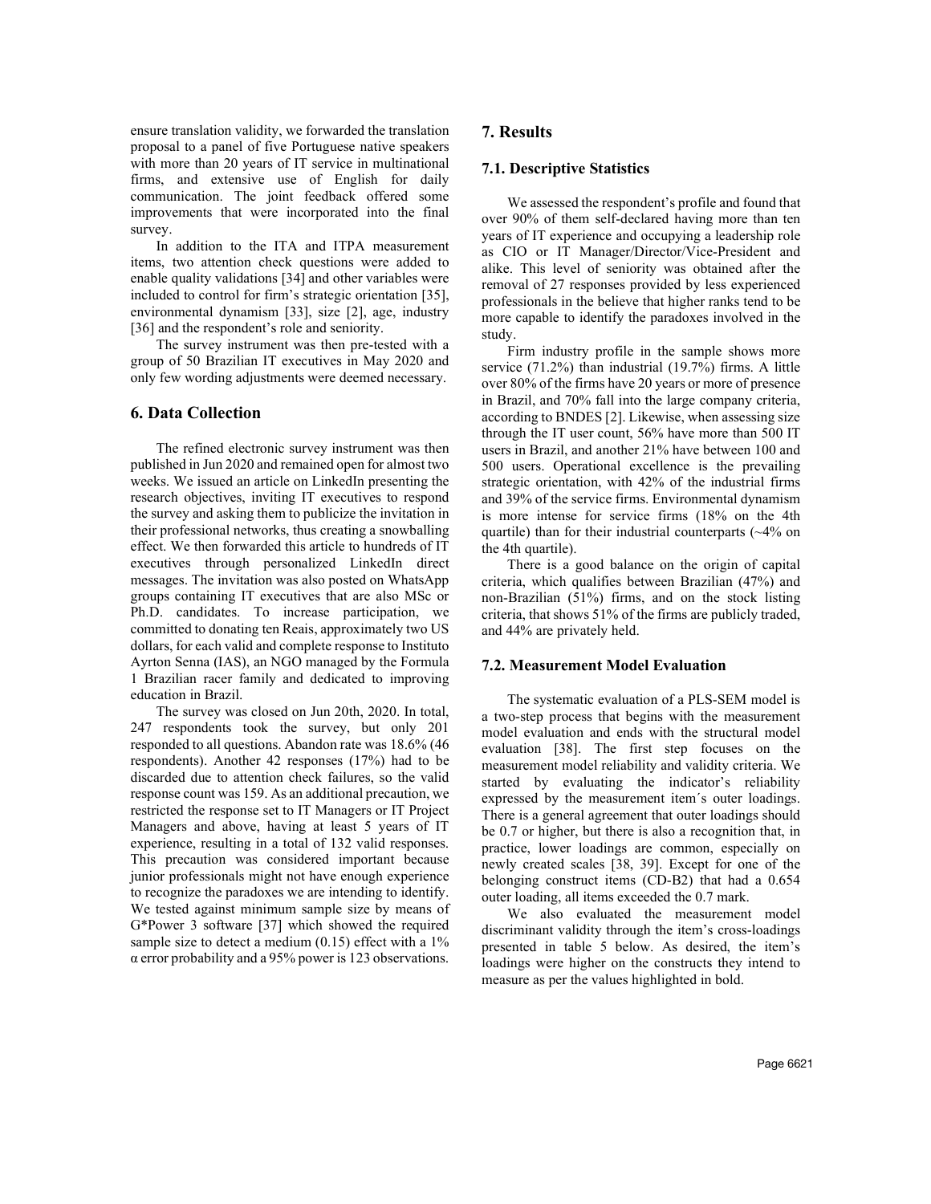ensure translation validity, we forwarded the translation proposal to a panel of five Portuguese native speakers with more than 20 years of IT service in multinational firms, and extensive use of English for daily communication. The joint feedback offered some improvements that were incorporated into the final survey.

In addition to the ITA and ITPA measurement items, two attention check questions were added to enable quality validations [34] and other variables were included to control for firm's strategic orientation [35], environmental dynamism [33], size [2], age, industry [36] and the respondent's role and seniority.

The survey instrument was then pre-tested with a group of 50 Brazilian IT executives in May 2020 and only few wording adjustments were deemed necessary.

## 6. Data Collection

The refined electronic survey instrument was then published in Jun 2020 and remained open for almost two weeks. We issued an article on LinkedIn presenting the research objectives, inviting IT executives to respond the survey and asking them to publicize the invitation in their professional networks, thus creating a snowballing effect. We then forwarded this article to hundreds of IT executives through personalized LinkedIn direct messages. The invitation was also posted on WhatsApp groups containing IT executives that are also MSc or Ph.D. candidates. To increase participation, we committed to donating ten Reais, approximately two US dollars, for each valid and complete response to Instituto Ayrton Senna (IAS), an NGO managed by the Formula 1 Brazilian racer family and dedicated to improving education in Brazil.

The survey was closed on Jun 20th, 2020. In total, 247 respondents took the survey, but only 201 responded to all questions. Abandon rate was 18.6% (46 respondents). Another 42 responses (17%) had to be discarded due to attention check failures, so the valid response count was 159. As an additional precaution, we restricted the response set to IT Managers or IT Project Managers and above, having at least 5 years of IT experience, resulting in a total of 132 valid responses. This precaution was considered important because junior professionals might not have enough experience to recognize the paradoxes we are intending to identify. We tested against minimum sample size by means of G*Power 3 software [37] which showed the required sample size to detect a medium (0.15) effect with a 1% $\alpha$ error probability and a 95% power is 123 observations.

## 7. Results

### 7.1. Descriptive Statistics

We assessed the respondent's profile and found that over 90% of them self-declared having more than ten years of IT experience and occupying a leadership role as CIO or IT Manager/Director/Vice-President and alike. This level of seniority was obtained after the removal of 27 responses provided by less experienced professionals in the believe that higher ranks tend to be more capable to identify the paradoxes involved in the study.

Firm industry profile in the sample shows more service (71.2%) than industrial (19.7%) firms. A little over 80% of the firms have 20 years or more of presence in Brazil, and 70% fall into the large company criteria, according to BNDES [2]. Likewise, when assessing size through the IT user count, 56% have more than 500 IT users in Brazil, and another 21% have between 100 and 500 users. Operational excellence is the prevailing strategic orientation, with 42% of the industrial firms and 39% of the service firms. Environmental dynamism is more intense for service firms (18% on the 4th quartile) than for their industrial counterparts (~4% on the 4th quartile).

There is a good balance on the origin of capital criteria, which qualifies between Brazilian (47%) and non-Brazilian (51%) firms, and on the stock listing criteria, that shows 51% of the firms are publicly traded, and 44% are privately held.

### 7.2. Measurement Model Evaluation

The systematic evaluation of a PLS-SEM model is a two-step process that begins with the measurement model evaluation and ends with the structural model evaluation [38]. The first step focuses on the measurement model reliability and validity criteria. We started by evaluating the indicator's reliability expressed by the measurement item´s outer loadings. There is a general agreement that outer loadings should be 0.7 or higher, but there is also a recognition that, in practice, lower loadings are common, especially on newly created scales [38, 39]. Except for one of the belonging construct items (CD-B2) that had a 0.654 outer loading, all items exceeded the 0.7 mark.

We also evaluated the measurement model discriminant validity through the item's cross-loadings presented in table 5 below. As desired, the item's loadings were higher on the constructs they intend to measure as per the values highlighted in bold.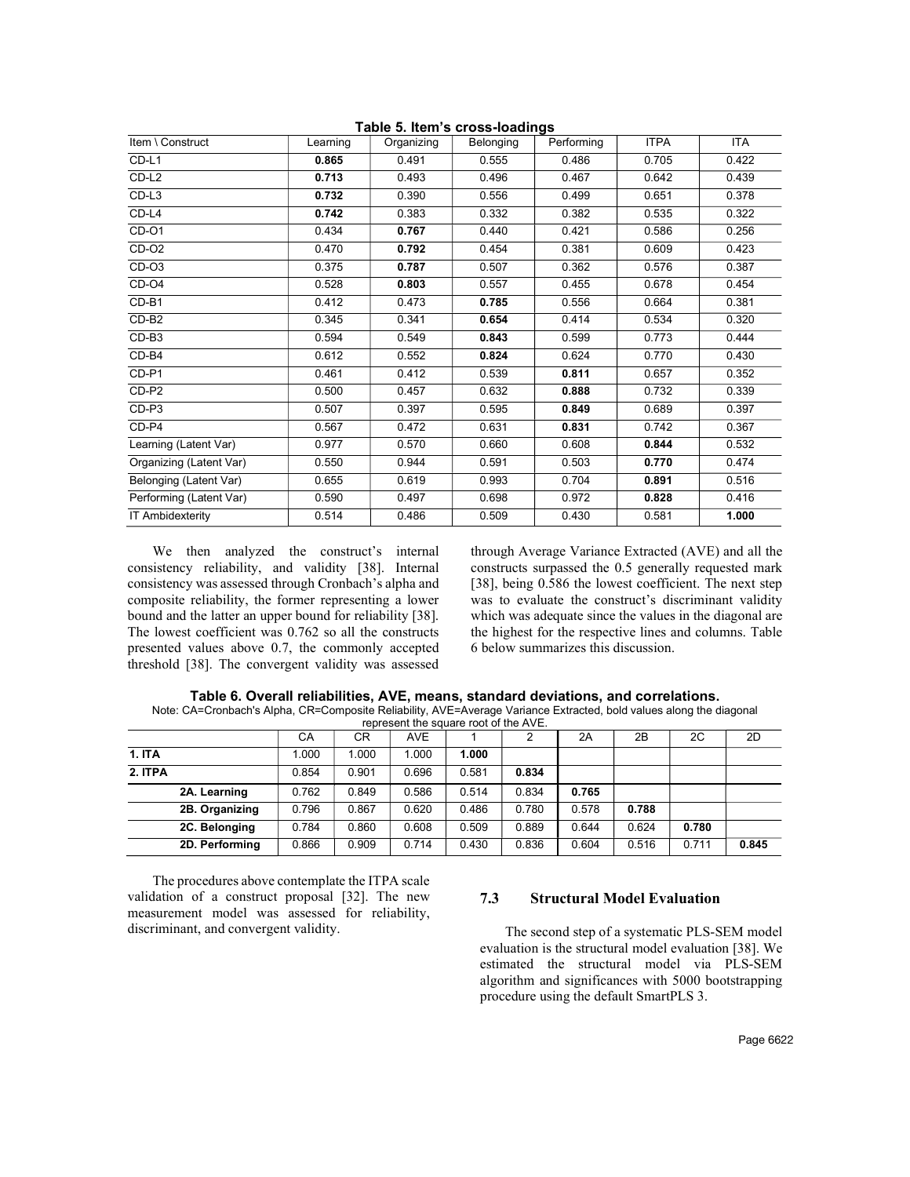**Table 5. Item's cross-loadings**

| Item \ Construct | Learning | Organizing | Belonging | Performing | ITPA | ITA |
|---|---|---|---|---|---|---|
| CD-L1 | **0.865** | 0.491 | 0.555 | 0.486 | 0.705 | 0.422 |
| CD-L2 | **0.713** | 0.493 | 0.496 | 0.467 | 0.642 | 0.439 |
| CD-L3 | **0.732** | 0.390 | 0.556 | 0.499 | 0.651 | 0.378 |
| CD-L4 | **0.742** | 0.383 | 0.332 | 0.382 | 0.535 | 0.322 |
| CD-O1 | 0.434 | **0.767** | 0.440 | 0.421 | 0.586 | 0.256 |
| CD-O2 | 0.470 | **0.792** | 0.454 | 0.381 | 0.609 | 0.423 |
| CD-O3 | 0.375 | **0.787** | 0.507 | 0.362 | 0.576 | 0.387 |
| CD-O4 | 0.528 | **0.803** | 0.557 | 0.455 | 0.678 | 0.454 |
| CD-B1 | 0.412 | 0.473 | **0.785** | 0.556 | 0.664 | 0.381 |
| CD-B2 | 0.345 | 0.341 | **0.654** | 0.414 | 0.534 | 0.320 |
| CD-B3 | 0.594 | 0.549 | **0.843** | 0.599 | 0.773 | 0.444 |
| CD-B4 | 0.612 | 0.552 | **0.824** | 0.624 | 0.770 | 0.430 |
| CD-P1 | 0.461 | 0.412 | 0.539 | **0.811** | 0.657 | 0.352 |
| CD-P2 | 0.500 | 0.457 | 0.632 | **0.888** | 0.732 | 0.339 |
| CD-P3 | 0.507 | 0.397 | 0.595 | **0.849** | 0.689 | 0.397 |
| CD-P4 | 0.567 | 0.472 | 0.631 | **0.831** | 0.742 | 0.367 |
| Learning (Latent Var) | 0.977 | 0.570 | 0.660 | 0.608 | **0.844** | 0.532 |
| Organizing (Latent Var) | 0.550 | 0.944 | 0.591 | 0.503 | **0.770** | 0.474 |
| Belonging (Latent Var) | 0.655 | 0.619 | 0.993 | 0.704 | **0.891** | 0.516 |
| Performing (Latent Var) | 0.590 | 0.497 | 0.698 | 0.972 | **0.828** | 0.416 |
| IT Ambidexterity | 0.514 | 0.486 | 0.509 | 0.430 | 0.581 | **1.000** |

We then analyzed the construct's internal consistency reliability, and validity [38]. Internal consistency was assessed through Cronbach's alpha and composite reliability, the former representing a lower bound and the latter an upper bound for reliability [38]. The lowest coefficient was 0.762 so all the constructs presented values above 0.7, the commonly accepted threshold [38]. The convergent validity was assessed through Average Variance Extracted (AVE) and all the constructs surpassed the 0.5 generally requested mark [38], being 0.586 the lowest coefficient. The next step was to evaluate the construct's discriminant validity which was adequate since the values in the diagonal are the highest for the respective lines and columns. Table 6 below summarizes this discussion.

**Table 6. Overall reliabilities, AVE, means, standard deviations, and correlations.**

Note: CA=Cronbach's Alpha, CR=Composite Reliability, AVE=Average Variance Extracted, bold values along the diagonal represent the square root of the AVE.

| | CA | CR | AVE | 1 | 2 | 2A | 2B | 2C | 2D |
|---|---|---|---|---|---|---|---|---|---|
| **1. ITA** | 1.000 | 1.000 | 1.000 | **1.000** | | | | | |
| **2. ITPA** | 0.854 | 0.901 | 0.696 | 0.581 | **0.834** | | | | |
| **2A. Learning** | 0.762 | 0.849 | 0.586 | 0.514 | 0.834 | **0.765** | | | |
| **2B. Organizing** | 0.796 | 0.867 | 0.620 | 0.486 | 0.780 | 0.578 | **0.788** | | |
| **2C. Belonging** | 0.784 | 0.860 | 0.608 | 0.509 | 0.889 | 0.644 | 0.624 | **0.780** | |
| **2D. Performing** | 0.866 | 0.909 | 0.714 | 0.430 | 0.836 | 0.604 | 0.516 | 0.711 | **0.845** |

The procedures above contemplate the ITPA scale validation of a construct proposal [32]. The new measurement model was assessed for reliability, discriminant, and convergent validity.

### 7.3 Structural Model Evaluation

The second step of a systematic PLS-SEM model evaluation is the structural model evaluation [38]. We estimated the structural model via PLS-SEM algorithm and significances with 5000 bootstrapping procedure using the default SmartPLS 3.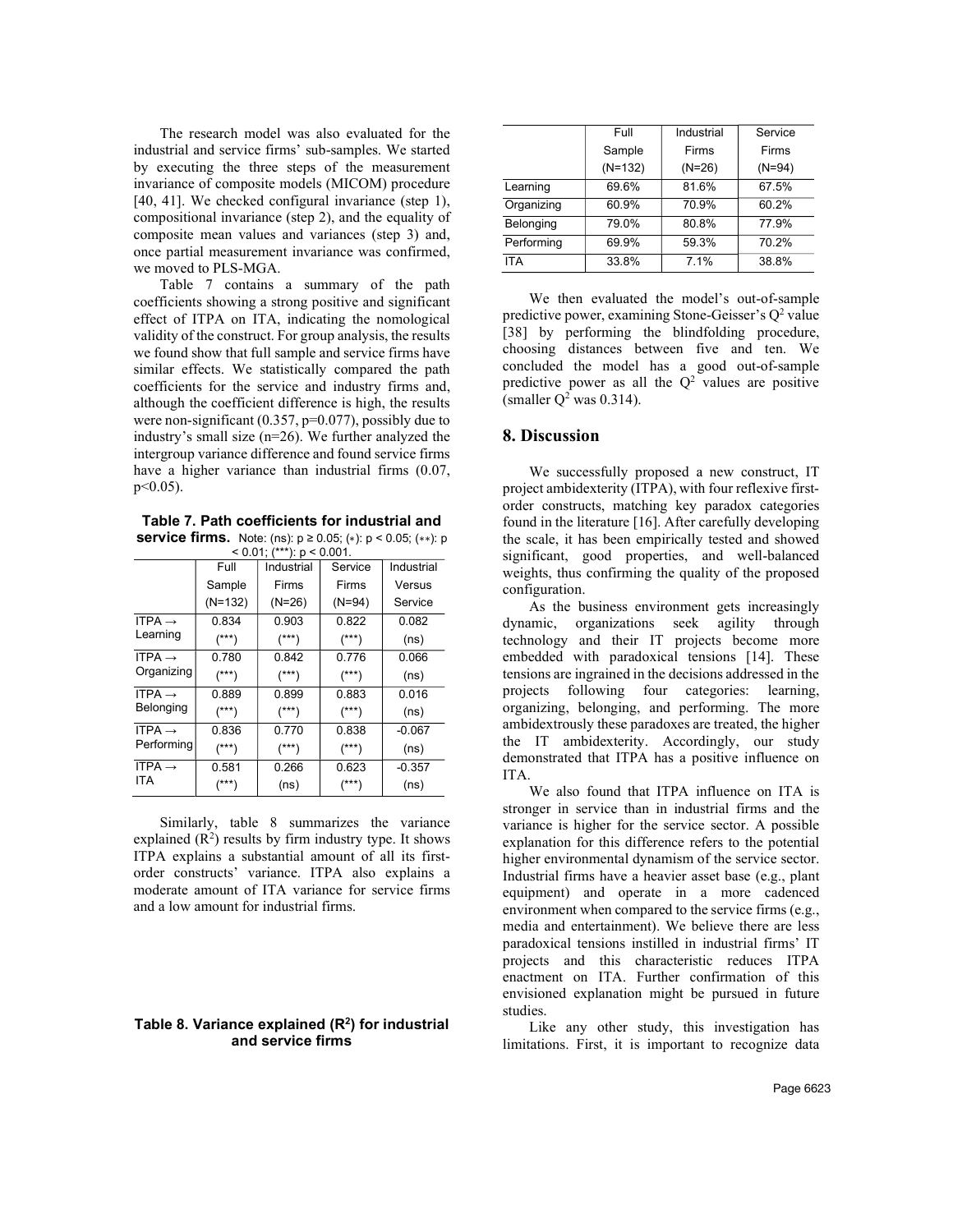The research model was also evaluated for the industrial and service firms' sub-samples. We started by executing the three steps of the measurement invariance of composite models (MICOM) procedure [40, 41]. We checked configural invariance (step 1), compositional invariance (step 2), and the equality of composite mean values and variances (step 3) and, once partial measurement invariance was confirmed, we moved to PLS-MGA.

Table 7 contains a summary of the path coefficients showing a strong positive and significant effect of ITPA on ITA, indicating the nomological validity of the construct. For group analysis, the results we found show that full sample and service firms have similar effects. We statistically compared the path coefficients for the service and industry firms and, although the coefficient difference is high, the results were non-significant (0.357, p=0.077), possibly due to industry's small size (n=26). We further analyzed the intergroup variance difference and found service firms have a higher variance than industrial firms (0.07, $p<0.05$).

**Table 7. Path coefficients for industrial and service firms.** Note: (ns): $p \geq 0.05$; (*): $p < 0.05$; (**): $p < 0.01$; (***): $p < 0.001$.

| | Full Sample (N=132) | Industrial Firms (N=26) | Service Firms (N=94) | Industrial Versus Service |
|---|---|---|---|---|
| ITPA → Learning | 0.834 (***) | 0.903 (***) | 0.822 (***) | 0.082 (ns) |
| ITPA → Organizing | 0.780 (***) | 0.842 (***) | 0.776 (***) | 0.066 (ns) |
| ITPA → Belonging | 0.889 (***) | 0.899 (***) | 0.883 (***) | 0.016 (ns) |
| ITPA → Performing | 0.836 (***) | 0.770 (***) | 0.838 (***) | -0.067 (ns) |
| ITPA → ITA | 0.581 (***) | 0.266 (ns) | 0.623 (***) | -0.357 (ns) |

Similarly, table 8 summarizes the variance explained ($R^2$) results by firm industry type. It shows ITPA explains a substantial amount of all its first-order constructs' variance. ITPA also explains a moderate amount of ITA variance for service firms and a low amount for industrial firms.

**Table 8. Variance explained ($R^2$) for industrial and service firms**

| | Full Sample (N=132) | Industrial Firms (N=26) | Service Firms (N=94) |
|---|---|---|---|
| Learning | 69.6% | 81.6% | 67.5% |
| Organizing | 60.9% | 70.9% | 60.2% |
| Belonging | 79.0% | 80.8% | 77.9% |
| Performing | 69.9% | 59.3% | 70.2% |
| ITA | 33.8% | 7.1% | 38.8% |

We then evaluated the model's out-of-sample predictive power, examining Stone-Geisser's $Q^2$ value [38] by performing the blindfolding procedure, choosing distances between five and ten. We concluded the model has a good out-of-sample predictive power as all the $Q^2$ values are positive (smaller $Q^2$ was 0.314).

## 8. Discussion

We successfully proposed a new construct, IT project ambidexterity (ITPA), with four reflexive first-order constructs, matching key paradox categories found in the literature [16]. After carefully developing the scale, it has been empirically tested and showed significant, good properties, and well-balanced weights, thus confirming the quality of the proposed configuration.

As the business environment gets increasingly dynamic, organizations seek agility through technology and their IT projects become more embedded with paradoxical tensions [14]. These tensions are ingrained in the decisions addressed in the projects following four categories: learning, organizing, belonging, and performing. The more ambidextrously these paradoxes are treated, the higher the IT ambidexterity. Accordingly, our study demonstrated that ITPA has a positive influence on ITA.

We also found that ITPA influence on ITA is stronger in service than in industrial firms and the variance is higher for the service sector. A possible explanation for this difference refers to the potential higher environmental dynamism of the service sector. Industrial firms have a heavier asset base (e.g., plant equipment) and operate in a more cadenced environment when compared to the service firms (e.g., media and entertainment). We believe there are less paradoxical tensions instilled in industrial firms' IT projects and this characteristic reduces ITPA enactment on ITA. Further confirmation of this envisioned explanation might be pursued in future studies.

Like any other study, this investigation has limitations. First, it is important to recognize data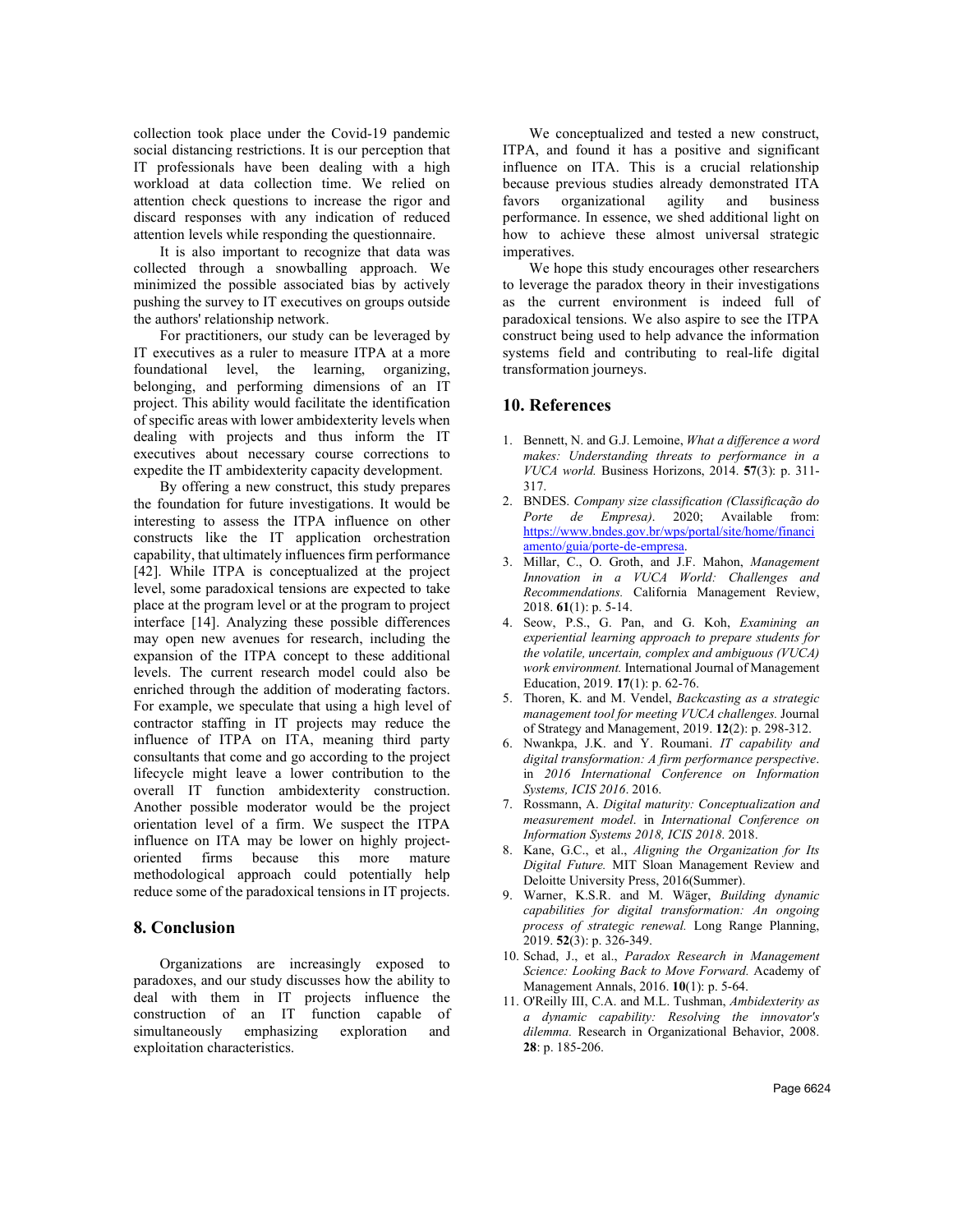collection took place under the Covid-19 pandemic social distancing restrictions. It is our perception that IT professionals have been dealing with a high workload at data collection time. We relied on attention check questions to increase the rigor and discard responses with any indication of reduced attention levels while responding the questionnaire.

It is also important to recognize that data was collected through a snowballing approach. We minimized the possible associated bias by actively pushing the survey to IT executives on groups outside the authors' relationship network.

For practitioners, our study can be leveraged by IT executives as a ruler to measure ITPA at a more foundational level, the learning, organizing, belonging, and performing dimensions of an IT project. This ability would facilitate the identification of specific areas with lower ambidexterity levels when dealing with projects and thus inform the IT executives about necessary course corrections to expedite the IT ambidexterity capacity development.

By offering a new construct, this study prepares the foundation for future investigations. It would be interesting to assess the ITPA influence on other constructs like the IT application orchestration capability, that ultimately influences firm performance [42]. While ITPA is conceptualized at the project level, some paradoxical tensions are expected to take place at the program level or at the program to project interface [14]. Analyzing these possible differences may open new avenues for research, including the expansion of the ITPA concept to these additional levels. The current research model could also be enriched through the addition of moderating factors. For example, we speculate that using a high level of contractor staffing in IT projects may reduce the influence of ITPA on ITA, meaning third party consultants that come and go according to the project lifecycle might leave a lower contribution to the overall IT function ambidexterity construction. Another possible moderator would be the project orientation level of a firm. We suspect the ITPA influence on ITA may be lower on highly project-oriented firms because this more mature methodological approach could potentially help reduce some of the paradoxical tensions in IT projects.

## 8. Conclusion

Organizations are increasingly exposed to paradoxes, and our study discusses how the ability to deal with them in IT projects influence the construction of an IT function capable of simultaneously emphasizing exploration and exploitation characteristics.

We conceptualized and tested a new construct, ITPA, and found it has a positive and significant influence on ITA. This is a crucial relationship because previous studies already demonstrated ITA favors organizational agility and business performance. In essence, we shed additional light on how to achieve these almost universal strategic imperatives.

We hope this study encourages other researchers to leverage the paradox theory in their investigations as the current environment is indeed full of paradoxical tensions. We also aspire to see the ITPA construct being used to help advance the information systems field and contributing to real-life digital transformation journeys.

## 10. References

1. Bennett, N. and G.J. Lemoine, *What a difference a word makes: Understanding threats to performance in a VUCA world.* Business Horizons, 2014. **57**(3): p. 311-317.
2. BNDES. *Company size classification (Classificação do Porte de Empresa)*. 2020; Available from: https://www.bndes.gov.br/wps/portal/site/home/financiamento/guia/porte-de-empresa.
3. Millar, C., O. Groth, and J.F. Mahon, *Management Innovation in a VUCA World: Challenges and Recommendations.* California Management Review, 2018. **61**(1): p. 5-14.
4. Seow, P.S., G. Pan, and G. Koh, *Examining an experiential learning approach to prepare students for the volatile, uncertain, complex and ambiguous (VUCA) work environment.* International Journal of Management Education, 2019. **17**(1): p. 62-76.
5. Thoren, K. and M. Vendel, *Backcasting as a strategic management tool for meeting VUCA challenges.* Journal of Strategy and Management, 2019. **12**(2): p. 298-312.
6. Nwankpa, J.K. and Y. Roumani. *IT capability and digital transformation: A firm performance perspective*. in *2016 International Conference on Information Systems, ICIS 2016*. 2016.
7. Rossmann, A. *Digital maturity: Conceptualization and measurement model*. in *International Conference on Information Systems 2018, ICIS 2018*. 2018.
8. Kane, G.C., et al., *Aligning the Organization for Its Digital Future.* MIT Sloan Management Review and Deloitte University Press, 2016(Summer).
9. Warner, K.S.R. and M. Wäger, *Building dynamic capabilities for digital transformation: An ongoing process of strategic renewal.* Long Range Planning, 2019. **52**(3): p. 326-349.
10. Schad, J., et al., *Paradox Research in Management Science: Looking Back to Move Forward.* Academy of Management Annals, 2016. **10**(1): p. 5-64.
11. O'Reilly III, C.A. and M.L. Tushman, *Ambidexterity as a dynamic capability: Resolving the innovator's dilemma.* Research in Organizational Behavior, 2008. **28**: p. 185-206.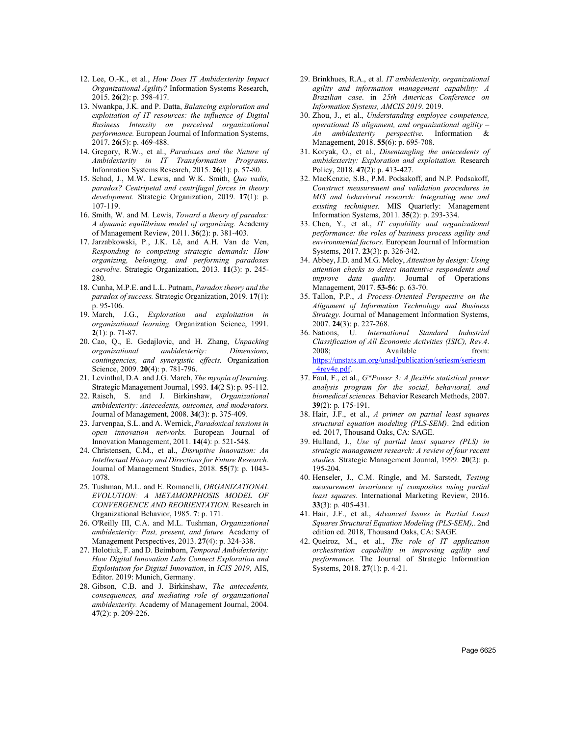12. Lee, O.-K., et al., *How Does IT Ambidexterity Impact Organizational Agility?* Information Systems Research, 2015. **26**(2): p. 398-417.
13. Nwankpa, J.K. and P. Datta, *Balancing exploration and exploitation of IT resources: the influence of Digital Business Intensity on perceived organizational performance.* European Journal of Information Systems, 2017. **26**(5): p. 469-488.
14. Gregory, R.W., et al., *Paradoxes and the Nature of Ambidexterity in IT Transformation Programs.* Information Systems Research, 2015. **26**(1): p. 57-80.
15. Schad, J., M.W. Lewis, and W.K. Smith, *Quo vadis, paradox? Centripetal and centrifugal forces in theory development.* Strategic Organization, 2019. **17**(1): p. 107-119.
16. Smith, W. and M. Lewis, *Toward a theory of paradox: A dynamic equilibrium model of organizing.* Academy of Management Review, 2011. **36**(2): p. 381-403.
17. Jarzabkowski, P., J.K. Lê, and A.H. Van de Ven, *Responding to competing strategic demands: How organizing, belonging, and performing paradoxes coevolve.* Strategic Organization, 2013. **11**(3): p. 245-280.
18. Cunha, M.P.E. and L.L. Putnam, *Paradox theory and the paradox of success.* Strategic Organization, 2019. **17**(1): p. 95-106.
19. March, J.G., *Exploration and exploitation in organizational learning.* Organization Science, 1991. **2**(1): p. 71-87.
20. Cao, Q., E. Gedajlovic, and H. Zhang, *Unpacking organizational ambidexterity: Dimensions, contingencies, and synergistic effects.* Organization Science, 2009. **20**(4): p. 781-796.
21. Levinthal, D.A. and J.G. March, *The myopia of learning.* Strategic Management Journal, 1993. **14**(2 S): p. 95-112.
22. Raisch, S. and J. Birkinshaw, *Organizational ambidexterity: Antecedents, outcomes, and moderators.* Journal of Management, 2008. **34**(3): p. 375-409.
23. Jarvenpaa, S.L. and A. Wernick, *Paradoxical tensions in open innovation networks.* European Journal of Innovation Management, 2011. **14**(4): p. 521-548.
24. Christensen, C.M., et al., *Disruptive Innovation: An Intellectual History and Directions for Future Research.* Journal of Management Studies, 2018. **55**(7): p. 1043-1078.
25. Tushman, M.L. and E. Romanelli, *ORGANIZATIONAL EVOLUTION: A METAMORPHOSIS MODEL OF CONVERGENCE AND REORIENTATION.* Research in Organizational Behavior, 1985. **7**: p. 171.
26. O'Reilly III, C.A. and M.L. Tushman, *Organizational ambidexterity: Past, present, and future.* Academy of Management Perspectives, 2013. **27**(4): p. 324-338.
27. Holotiuk, F. and D. Beimborn, *Temporal Ambidexterity: How Digital Innovation Labs Connect Exploration and Exploitation for Digital Innovation*, in *ICIS 2019*, AIS, Editor. 2019: Munich, Germany.
28. Gibson, C.B. and J. Birkinshaw, *The antecedents, consequences, and mediating role of organizational ambidexterity.* Academy of Management Journal, 2004. **47**(2): p. 209-226.
29. Brinkhues, R.A., et al. *IT ambidexterity, organizational agility and information management capability: A Brazilian case*. in *25th Americas Conference on Information Systems, AMCIS 2019*. 2019.
30. Zhou, J., et al., *Understanding employee competence, operational IS alignment, and organizational agility – An ambidexterity perspective.* Information & Management, 2018. **55**(6): p. 695-708.
31. Koryak, O., et al., *Disentangling the antecedents of ambidexterity: Exploration and exploitation.* Research Policy, 2018. **47**(2): p. 413-427.
32. MacKenzie, S.B., P.M. Podsakoff, and N.P. Podsakoff, *Construct measurement and validation procedures in MIS and behavioral research: Integrating new and existing techniques.* MIS Quarterly: Management Information Systems, 2011. **35**(2): p. 293-334.
33. Chen, Y., et al., *IT capability and organizational performance: the roles of business process agility and environmental factors.* European Journal of Information Systems, 2017. **23**(3): p. 326-342.
34. Abbey, J.D. and M.G. Meloy, *Attention by design: Using attention checks to detect inattentive respondents and improve data quality.* Journal of Operations Management, 2017. **53-56**: p. 63-70.
35. Tallon, P.P., *A Process-Oriented Perspective on the Alignment of Information Technology and Business Strategy.* Journal of Management Information Systems, 2007. **24**(3): p. 227-268.
36. Nations, U. *International Standard Industrial Classification of All Economic Activities (ISIC), Rev.4*. 2008; Available from: https://unstats.un.org/unsd/publication/seriesm/seriesm_4rev4e.pdf.
37. Faul, F., et al., *G*Power 3: A flexible statistical power analysis program for the social, behavioral, and biomedical sciences.* Behavior Research Methods, 2007. **39**(2): p. 175-191.
38. Hair, J.F., et al., *A primer on partial least squares structural equation modeling (PLS-SEM)*. 2nd edition ed. 2017, Thousand Oaks, CA: SAGE.
39. Hulland, J., *Use of partial least squares (PLS) in strategic management research: A review of four recent studies.* Strategic Management Journal, 1999. **20**(2): p. 195-204.
40. Henseler, J., C.M. Ringle, and M. Sarstedt, *Testing measurement invariance of composites using partial least squares.* International Marketing Review, 2016. **33**(3): p. 405-431.
41. Hair, J.F., et al., *Advanced Issues in Partial Least Squares Structural Equation Modeling (PLS-SEM),*. 2nd edition ed. 2018, Thousand Oaks, CA: SAGE.
42. Queiroz, M., et al., *The role of IT application orchestration capability in improving agility and performance.* The Journal of Strategic Information Systems, 2018. **27**(1): p. 4-21.